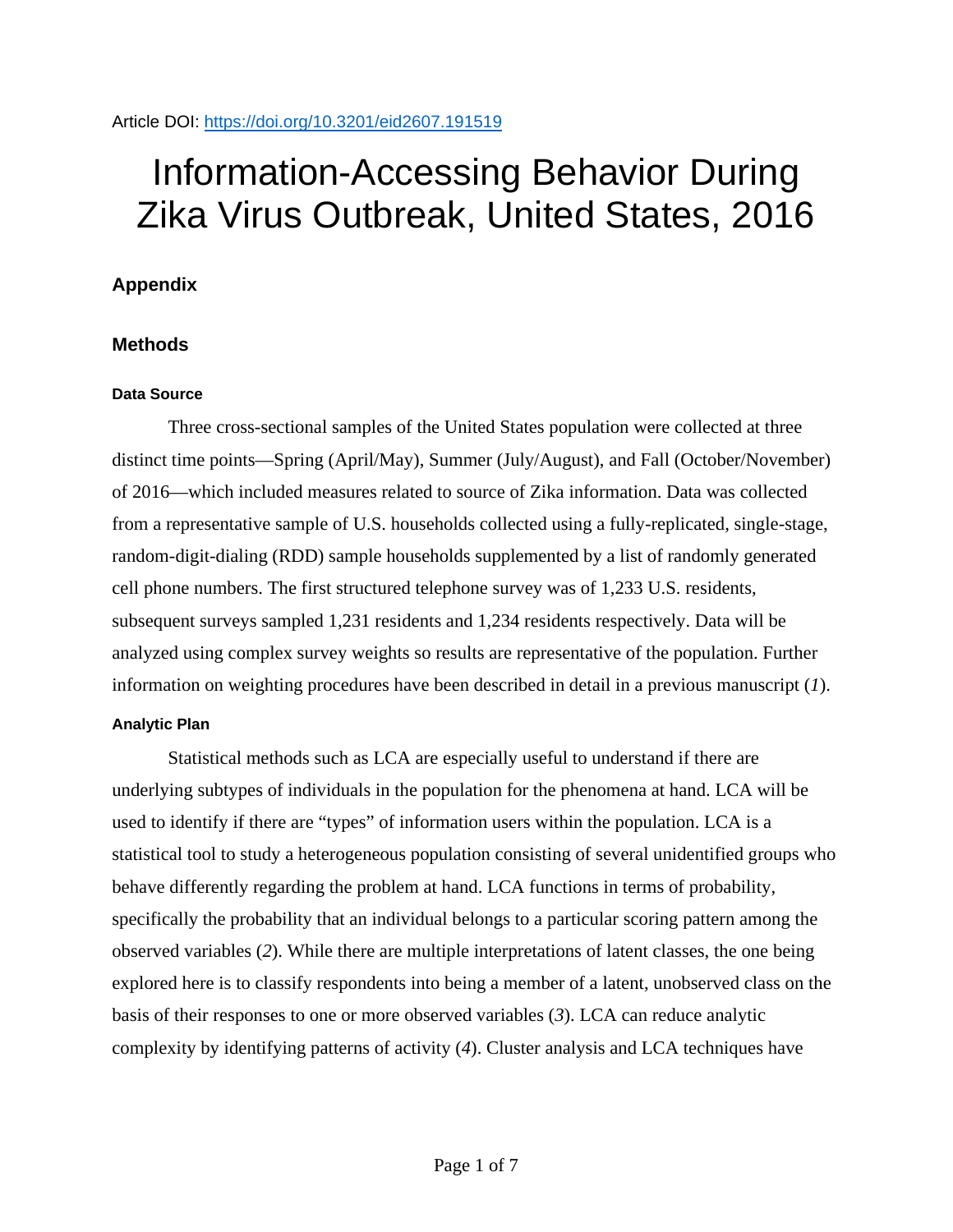Article DOI: https://doi.org/10.3201/eid2607.191519

# Information-Accessing Behavior During Zika Virus Outbreak, United States, 2016

## Appendix

## Methods

### Data Source

Three cross-sectional samples of the United States population were collected at three distinct time points—Spring (April/May), Summer (July/August), and Fall (October/November) of 2016—which included measures related to source of Zika information. Data was collected from a representative sample of U.S. households collected using a fully-replicated, single-stage, random-digit-dialing (RDD) sample households supplemented by a list of randomly generated cell phone numbers. The first structured telephone survey was of 1,233 U.S. residents, subsequent surveys sampled 1,231 residents and 1,234 residents respectively. Data will be analyzed using complex survey weights so results are representative of the population. Further information on weighting procedures have been described in detail in a previous manuscript (*1*).

### Analytic Plan

Statistical methods such as LCA are especially useful to understand if there are underlying subtypes of individuals in the population for the phenomena at hand. LCA will be used to identify if there are "types" of information users within the population. LCA is a statistical tool to study a heterogeneous population consisting of several unidentified groups who behave differently regarding the problem at hand. LCA functions in terms of probability, specifically the probability that an individual belongs to a particular scoring pattern among the observed variables (*2*). While there are multiple interpretations of latent classes, the one being explored here is to classify respondents into being a member of a latent, unobserved class on the basis of their responses to one or more observed variables (*3*). LCA can reduce analytic complexity by identifying patterns of activity (*4*). Cluster analysis and LCA techniques have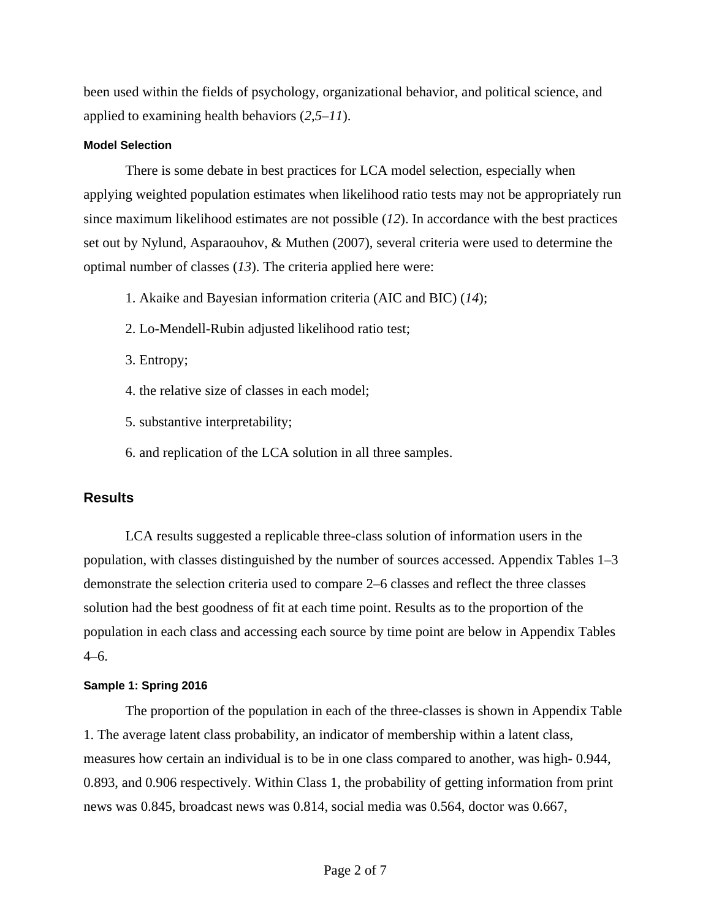been used within the fields of psychology, organizational behavior, and political science, and applied to examining health behaviors (*2*,*5*–*11*).

#### Model Selection

There is some debate in best practices for LCA model selection, especially when applying weighted population estimates when likelihood ratio tests may not be appropriately run since maximum likelihood estimates are not possible (*12*). In accordance with the best practices set out by Nylund, Asparaouhov, & Muthen (2007), several criteria were used to determine the optimal number of classes (*13*). The criteria applied here were:

1. Akaike and Bayesian information criteria (AIC and BIC) (*14*);
2. Lo-Mendell-Rubin adjusted likelihood ratio test;
3. Entropy;
4. the relative size of classes in each model;
5. substantive interpretability;
6. and replication of the LCA solution in all three samples.

### Results

LCA results suggested a replicable three-class solution of information users in the population, with classes distinguished by the number of sources accessed. Appendix Tables 1–3 demonstrate the selection criteria used to compare 2–6 classes and reflect the three classes solution had the best goodness of fit at each time point. Results as to the proportion of the population in each class and accessing each source by time point are below in Appendix Tables 4–6.

#### Sample 1: Spring 2016

The proportion of the population in each of the three-classes is shown in Appendix Table 1. The average latent class probability, an indicator of membership within a latent class, measures how certain an individual is to be in one class compared to another, was high- 0.944, 0.893, and 0.906 respectively. Within Class 1, the probability of getting information from print news was 0.845, broadcast news was 0.814, social media was 0.564, doctor was 0.667,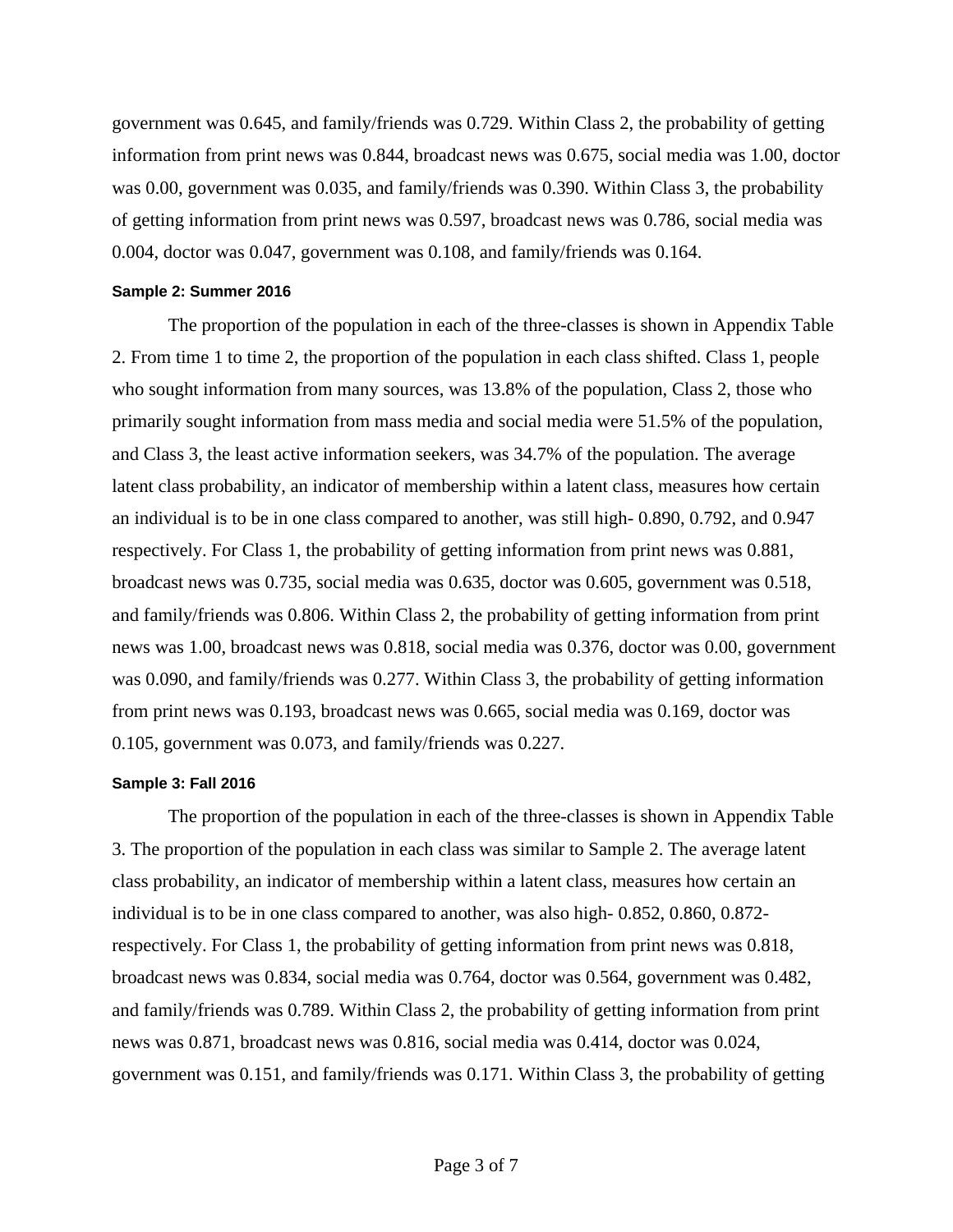government was 0.645, and family/friends was 0.729. Within Class 2, the probability of getting information from print news was 0.844, broadcast news was 0.675, social media was 1.00, doctor was 0.00, government was 0.035, and family/friends was 0.390. Within Class 3, the probability of getting information from print news was 0.597, broadcast news was 0.786, social media was 0.004, doctor was 0.047, government was 0.108, and family/friends was 0.164.

### Sample 2: Summer 2016

The proportion of the population in each of the three-classes is shown in Appendix Table 2. From time 1 to time 2, the proportion of the population in each class shifted. Class 1, people who sought information from many sources, was 13.8% of the population, Class 2, those who primarily sought information from mass media and social media were 51.5% of the population, and Class 3, the least active information seekers, was 34.7% of the population. The average latent class probability, an indicator of membership within a latent class, measures how certain an individual is to be in one class compared to another, was still high- 0.890, 0.792, and 0.947 respectively. For Class 1, the probability of getting information from print news was 0.881, broadcast news was 0.735, social media was 0.635, doctor was 0.605, government was 0.518, and family/friends was 0.806. Within Class 2, the probability of getting information from print news was 1.00, broadcast news was 0.818, social media was 0.376, doctor was 0.00, government was 0.090, and family/friends was 0.277. Within Class 3, the probability of getting information from print news was 0.193, broadcast news was 0.665, social media was 0.169, doctor was 0.105, government was 0.073, and family/friends was 0.227.

### Sample 3: Fall 2016

The proportion of the population in each of the three-classes is shown in Appendix Table 3. The proportion of the population in each class was similar to Sample 2. The average latent class probability, an indicator of membership within a latent class, measures how certain an individual is to be in one class compared to another, was also high- 0.852, 0.860, 0.872- respectively. For Class 1, the probability of getting information from print news was 0.818, broadcast news was 0.834, social media was 0.764, doctor was 0.564, government was 0.482, and family/friends was 0.789. Within Class 2, the probability of getting information from print news was 0.871, broadcast news was 0.816, social media was 0.414, doctor was 0.024, government was 0.151, and family/friends was 0.171. Within Class 3, the probability of getting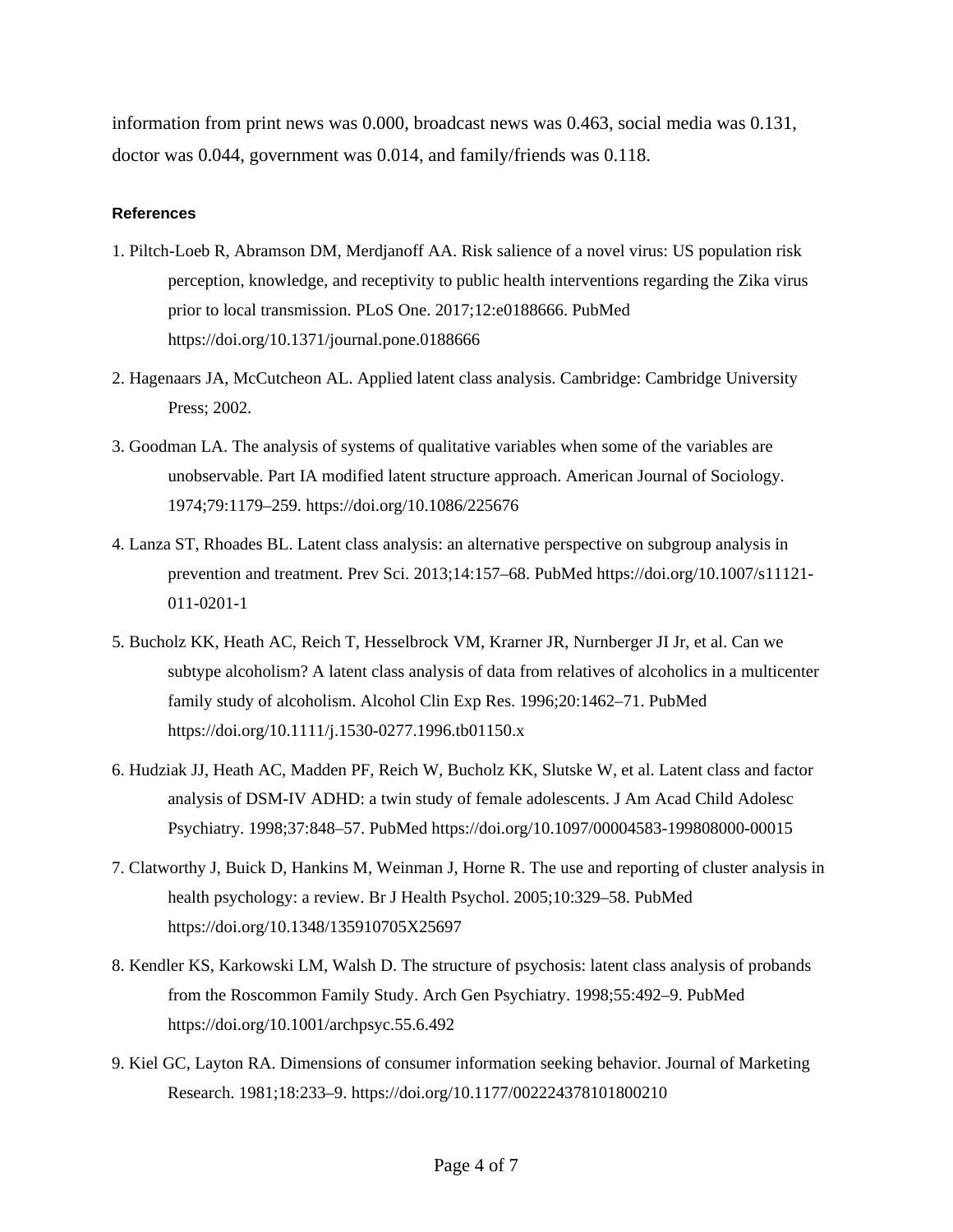information from print news was 0.000, broadcast news was 0.463, social media was 0.131, doctor was 0.044, government was 0.014, and family/friends was 0.118.

### References

1. Piltch-Loeb R, Abramson DM, Merdjanoff AA. Risk salience of a novel virus: US population risk perception, knowledge, and receptivity to public health interventions regarding the Zika virus prior to local transmission. PLoS One. 2017;12:e0188666. PubMed https://doi.org/10.1371/journal.pone.0188666
2. Hagenaars JA, McCutcheon AL. Applied latent class analysis. Cambridge: Cambridge University Press; 2002.
3. Goodman LA. The analysis of systems of qualitative variables when some of the variables are unobservable. Part IA modified latent structure approach. American Journal of Sociology. 1974;79:1179–259. https://doi.org/10.1086/225676
4. Lanza ST, Rhoades BL. Latent class analysis: an alternative perspective on subgroup analysis in prevention and treatment. Prev Sci. 2013;14:157–68. PubMed https://doi.org/10.1007/s11121-011-0201-1
5. Bucholz KK, Heath AC, Reich T, Hesselbrock VM, Krarner JR, Nurnberger JI Jr, et al. Can we subtype alcoholism? A latent class analysis of data from relatives of alcoholics in a multicenter family study of alcoholism. Alcohol Clin Exp Res. 1996;20:1462–71. PubMed https://doi.org/10.1111/j.1530-0277.1996.tb01150.x
6. Hudziak JJ, Heath AC, Madden PF, Reich W, Bucholz KK, Slutske W, et al. Latent class and factor analysis of DSM-IV ADHD: a twin study of female adolescents. J Am Acad Child Adolesc Psychiatry. 1998;37:848–57. PubMed https://doi.org/10.1097/00004583-199808000-00015
7. Clatworthy J, Buick D, Hankins M, Weinman J, Horne R. The use and reporting of cluster analysis in health psychology: a review. Br J Health Psychol. 2005;10:329–58. PubMed https://doi.org/10.1348/135910705X25697
8. Kendler KS, Karkowski LM, Walsh D. The structure of psychosis: latent class analysis of probands from the Roscommon Family Study. Arch Gen Psychiatry. 1998;55:492–9. PubMed https://doi.org/10.1001/archpsyc.55.6.492
9. Kiel GC, Layton RA. Dimensions of consumer information seeking behavior. Journal of Marketing Research. 1981;18:233–9. https://doi.org/10.1177/002224378101800210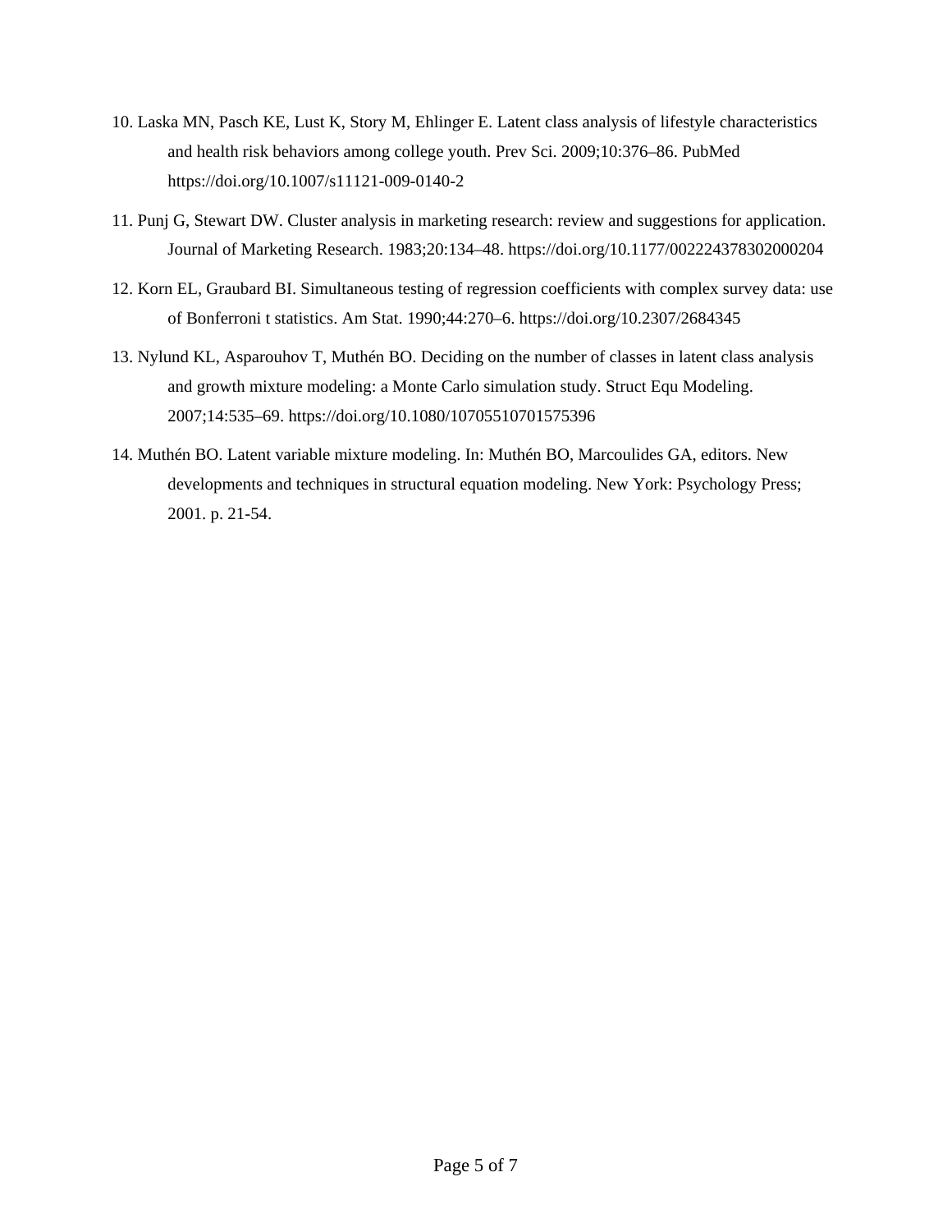10. Laska MN, Pasch KE, Lust K, Story M, Ehlinger E. Latent class analysis of lifestyle characteristics and health risk behaviors among college youth. Prev Sci. 2009;10:376–86. PubMed https://doi.org/10.1007/s11121-009-0140-2

11. Punj G, Stewart DW. Cluster analysis in marketing research: review and suggestions for application. Journal of Marketing Research. 1983;20:134–48. https://doi.org/10.1177/002224378302000204

12. Korn EL, Graubard BI. Simultaneous testing of regression coefficients with complex survey data: use of Bonferroni t statistics. Am Stat. 1990;44:270–6. https://doi.org/10.2307/2684345

13. Nylund KL, Asparouhov T, Muthén BO. Deciding on the number of classes in latent class analysis and growth mixture modeling: a Monte Carlo simulation study. Struct Equ Modeling. 2007;14:535–69. https://doi.org/10.1080/10705510701575396

14. Muthén BO. Latent variable mixture modeling. In: Muthén BO, Marcoulides GA, editors. New developments and techniques in structural equation modeling. New York: Psychology Press; 2001. p. 21-54.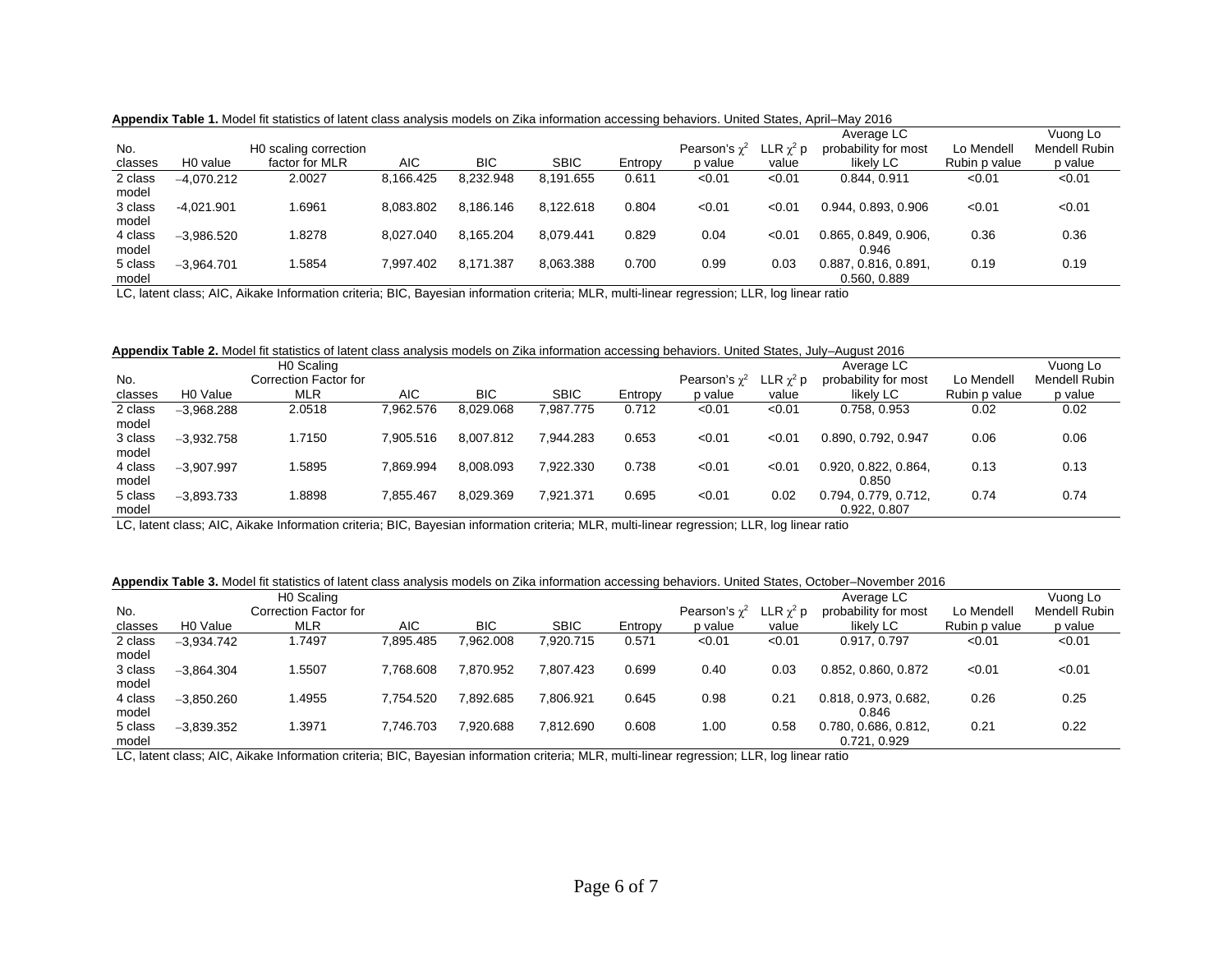**Appendix Table 1.** Model fit statistics of latent class analysis models on Zika information accessing behaviors. United States, April–May 2016

| No. classes | H0 value | H0 scaling correction factor for MLR | AIC | BIC | SBIC | Entropy | Pearson's $\chi^2$ p value | LLR $\chi^2$ p value | Average LC probability for most likely LC | Lo Mendell Rubin p value | Vuong Lo Mendell Rubin p value |
|---|---|---|---|---|---|---|---|---|---|---|---|
| 2 class model | −4,070.212 | 2.0027 | 8,166.425 | 8,232.948 | 8,191.655 | 0.611 | <0.01 | <0.01 | 0.844, 0.911 | <0.01 | <0.01 |
| 3 class model | -4,021.901 | 1.6961 | 8,083.802 | 8,186.146 | 8,122.618 | 0.804 | <0.01 | <0.01 | 0.944, 0.893, 0.906 | <0.01 | <0.01 |
| 4 class model | −3,986.520 | 1.8278 | 8,027.040 | 8,165.204 | 8,079.441 | 0.829 | 0.04 | <0.01 | 0.865, 0.849, 0.906, 0.946 | 0.36 | 0.36 |
| 5 class model | −3,964.701 | 1.5854 | 7,997.402 | 8,171.387 | 8,063.388 | 0.700 | 0.99 | 0.03 | 0.887, 0.816, 0.891, 0.560, 0.889 | 0.19 | 0.19 |

LC, latent class; AIC, Aikake Information criteria; BIC, Bayesian information criteria; MLR, multi-linear regression; LLR, log linear ratio

**Appendix Table 2.** Model fit statistics of latent class analysis models on Zika information accessing behaviors. United States, July–August 2016

| No. classes | H0 Value | H0 Scaling Correction Factor for MLR | AIC | BIC | SBIC | Entropy | Pearson's $\chi^2$ p value | LLR $\chi^2$ p value | Average LC probability for most likely LC | Lo Mendell Rubin p value | Vuong Lo Mendell Rubin p value |
|---|---|---|---|---|---|---|---|---|---|---|---|
| 2 class model | −3,968.288 | 2.0518 | 7,962.576 | 8,029.068 | 7,987.775 | 0.712 | <0.01 | <0.01 | 0.758, 0.953 | 0.02 | 0.02 |
| 3 class model | −3,932.758 | 1.7150 | 7,905.516 | 8,007.812 | 7,944.283 | 0.653 | <0.01 | <0.01 | 0.890, 0.792, 0.947 | 0.06 | 0.06 |
| 4 class model | −3,907.997 | 1.5895 | 7,869.994 | 8,008.093 | 7,922.330 | 0.738 | <0.01 | <0.01 | 0.920, 0.822, 0.864, 0.850 | 0.13 | 0.13 |
| 5 class model | −3,893.733 | 1.8898 | 7,855.467 | 8,029.369 | 7,921.371 | 0.695 | <0.01 | 0.02 | 0.794, 0.779, 0.712, 0.922, 0.807 | 0.74 | 0.74 |

LC, latent class; AIC, Aikake Information criteria; BIC, Bayesian information criteria; MLR, multi-linear regression; LLR, log linear ratio

**Appendix Table 3.** Model fit statistics of latent class analysis models on Zika information accessing behaviors. United States, October–November 2016

| No. classes | H0 Value | H0 Scaling Correction Factor for MLR | AIC | BIC | SBIC | Entropy | Pearson's $\chi^2$ p value | LLR $\chi^2$ p value | Average LC probability for most likely LC | Lo Mendell Rubin p value | Vuong Lo Mendell Rubin p value |
|---|---|---|---|---|---|---|---|---|---|---|---|
| 2 class model | −3,934.742 | 1.7497 | 7,895.485 | 7,962.008 | 7,920.715 | 0.571 | <0.01 | <0.01 | 0.917, 0.797 | <0.01 | <0.01 |
| 3 class model | −3,864.304 | 1.5507 | 7,768.608 | 7,870.952 | 7,807.423 | 0.699 | 0.40 | 0.03 | 0.852, 0.860, 0.872 | <0.01 | <0.01 |
| 4 class model | −3,850.260 | 1.4955 | 7,754.520 | 7,892.685 | 7,806.921 | 0.645 | 0.98 | 0.21 | 0.818, 0.973, 0.682, 0.846 | 0.26 | 0.25 |
| 5 class model | −3,839.352 | 1.3971 | 7,746.703 | 7,920.688 | 7,812.690 | 0.608 | 1.00 | 0.58 | 0.780, 0.686, 0.812, 0.721, 0.929 | 0.21 | 0.22 |

LC, latent class; AIC, Aikake Information criteria; BIC, Bayesian information criteria; MLR, multi-linear regression; LLR, log linear ratio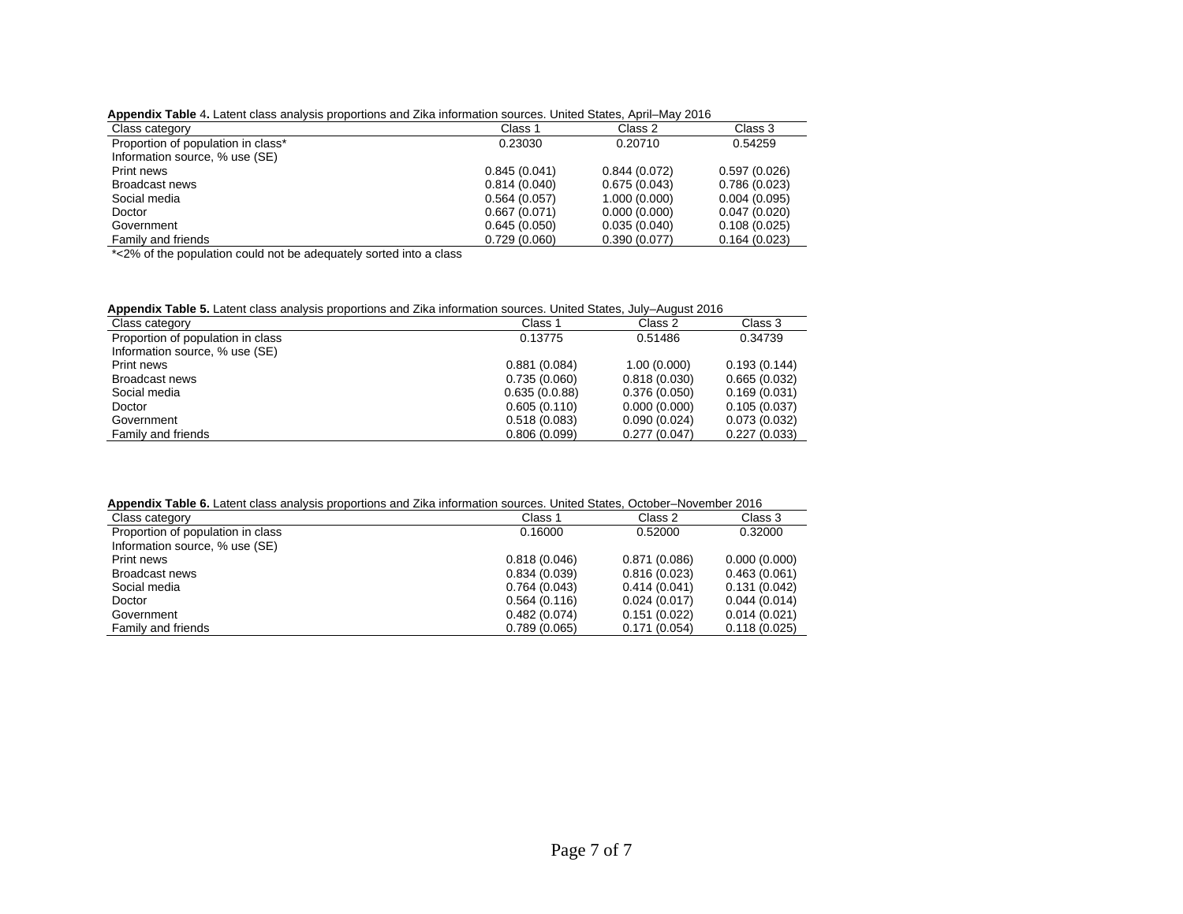**Appendix Table 4.** Latent class analysis proportions and Zika information sources. United States, April–May 2016

| Class category | Class 1 | Class 2 | Class 3 |
|---|---|---|---|
| Proportion of population in class* | 0.23030 | 0.20710 | 0.54259 |
| Information source, % use (SE) | | | |
| Print news | 0.845 (0.041) | 0.844 (0.072) | 0.597 (0.026) |
| Broadcast news | 0.814 (0.040) | 0.675 (0.043) | 0.786 (0.023) |
| Social media | 0.564 (0.057) | 1.000 (0.000) | 0.004 (0.095) |
| Doctor | 0.667 (0.071) | 0.000 (0.000) | 0.047 (0.020) |
| Government | 0.645 (0.050) | 0.035 (0.040) | 0.108 (0.025) |
| Family and friends | 0.729 (0.060) | 0.390 (0.077) | 0.164 (0.023) |

*<2% of the population could not be adequately sorted into a class

**Appendix Table 5.** Latent class analysis proportions and Zika information sources. United States, July–August 2016

| Class category | Class 1 | Class 2 | Class 3 |
|---|---|---|---|
| Proportion of population in class | 0.13775 | 0.51486 | 0.34739 |
| Information source, % use (SE) | | | |
| Print news | 0.881 (0.084) | 1.00 (0.000) | 0.193 (0.144) |
| Broadcast news | 0.735 (0.060) | 0.818 (0.030) | 0.665 (0.032) |
| Social media | 0.635 (0.0.88) | 0.376 (0.050) | 0.169 (0.031) |
| Doctor | 0.605 (0.110) | 0.000 (0.000) | 0.105 (0.037) |
| Government | 0.518 (0.083) | 0.090 (0.024) | 0.073 (0.032) |
| Family and friends | 0.806 (0.099) | 0.277 (0.047) | 0.227 (0.033) |

**Appendix Table 6.** Latent class analysis proportions and Zika information sources. United States, October–November 2016

| Class category | Class 1 | Class 2 | Class 3 |
|---|---|---|---|
| Proportion of population in class | 0.16000 | 0.52000 | 0.32000 |
| Information source, % use (SE) | | | |
| Print news | 0.818 (0.046) | 0.871 (0.086) | 0.000 (0.000) |
| Broadcast news | 0.834 (0.039) | 0.816 (0.023) | 0.463 (0.061) |
| Social media | 0.764 (0.043) | 0.414 (0.041) | 0.131 (0.042) |
| Doctor | 0.564 (0.116) | 0.024 (0.017) | 0.044 (0.014) |
| Government | 0.482 (0.074) | 0.151 (0.022) | 0.014 (0.021) |
| Family and friends | 0.789 (0.065) | 0.171 (0.054) | 0.118 (0.025) |